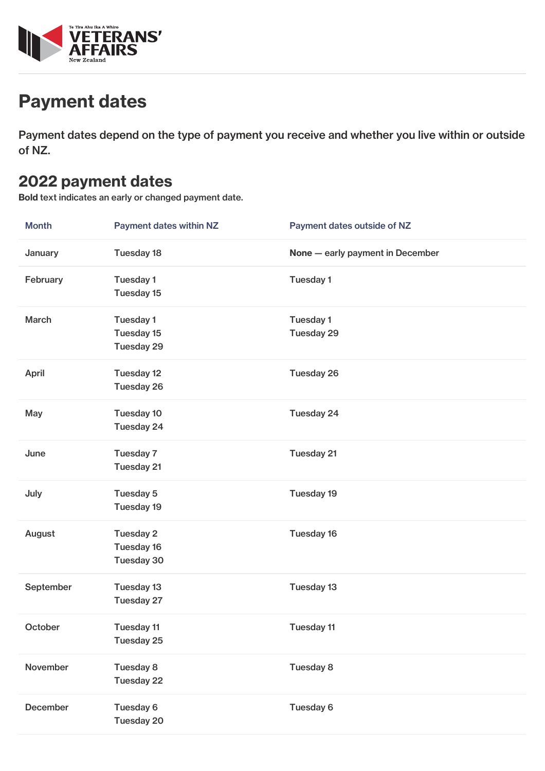# Payment dates

Payment dates depend on the type of payment you receive and whether you live within or outside of NZ.

## 2022 payment dates

**Bold** text indicates an early or changed payment date.

| Month | Payment dates within NZ | Payment dates outside of NZ |
|---|---|---|
| January | Tuesday 18 | **None** — early payment in December |
| February | Tuesday 1<br>Tuesday 15 | Tuesday 1 |
| March | Tuesday 1<br>Tuesday 15<br>Tuesday 29 | Tuesday 1<br>Tuesday 29 |
| April | Tuesday 12<br>Tuesday 26 | Tuesday 26 |
| May | Tuesday 10<br>Tuesday 24 | Tuesday 24 |
| June | Tuesday 7<br>Tuesday 21 | Tuesday 21 |
| July | Tuesday 5<br>Tuesday 19 | Tuesday 19 |
| August | Tuesday 2<br>Tuesday 16<br>Tuesday 30 | Tuesday 16 |
| September | Tuesday 13<br>Tuesday 27 | Tuesday 13 |
| October | Tuesday 11<br>Tuesday 25 | Tuesday 11 |
| November | Tuesday 8<br>Tuesday 22 | Tuesday 8 |
| December | Tuesday 6<br>Tuesday 20 | Tuesday 6 |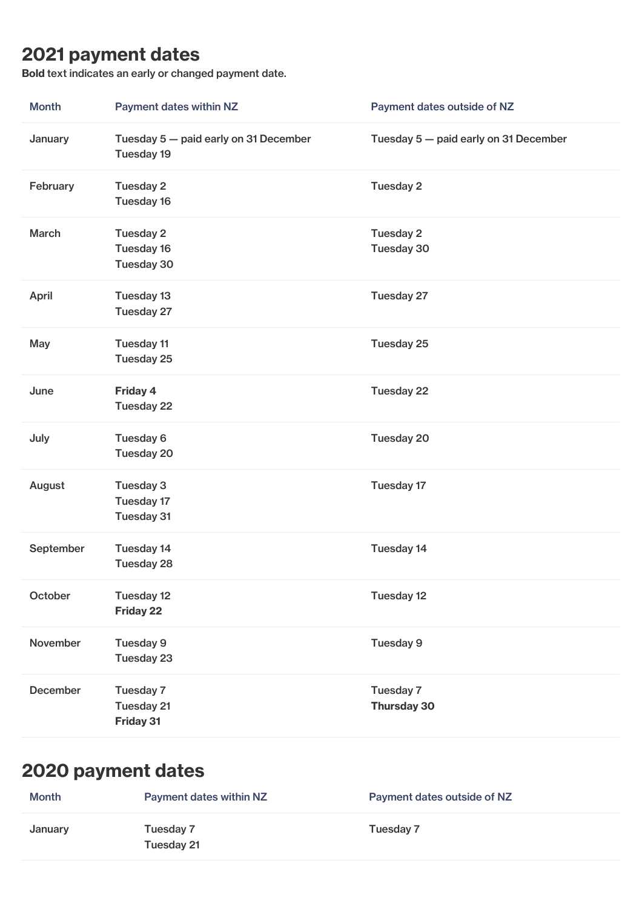## 2021 payment dates

**Bold** text indicates an early or changed payment date.

| Month | Payment dates within NZ | Payment dates outside of NZ |
| --- | --- | --- |
| January | Tuesday 5 — paid early on 31 December<br>Tuesday 19 | Tuesday 5 — paid early on 31 December |
| February | Tuesday 2<br>Tuesday 16 | Tuesday 2 |
| March | Tuesday 2<br>Tuesday 16<br>Tuesday 30 | Tuesday 2<br>Tuesday 30 |
| April | Tuesday 13<br>Tuesday 27 | Tuesday 27 |
| May | Tuesday 11<br>Tuesday 25 | Tuesday 25 |
| June | **Friday 4**<br>Tuesday 22 | Tuesday 22 |
| July | Tuesday 6<br>Tuesday 20 | Tuesday 20 |
| August | Tuesday 3<br>Tuesday 17<br>Tuesday 31 | Tuesday 17 |
| September | Tuesday 14<br>Tuesday 28 | Tuesday 14 |
| October | Tuesday 12<br>**Friday 22** | Tuesday 12 |
| November | Tuesday 9<br>Tuesday 23 | Tuesday 9 |
| December | Tuesday 7<br>Tuesday 21<br>**Friday 31** | Tuesday 7<br>**Thursday 30** |

## 2020 payment dates

| Month | Payment dates within NZ | Payment dates outside of NZ |
| --- | --- | --- |
| January | Tuesday 7<br>Tuesday 21 | Tuesday 7 |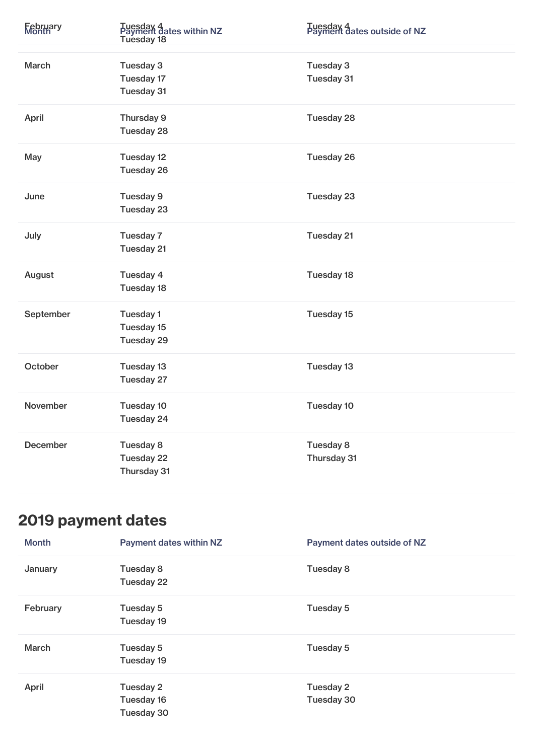| Month | Payment dates within NZ | Payment dates outside of NZ |
|---|---|---|
| February | Tuesday 4<br>Tuesday 18 | Tuesday 4 |
| March | Tuesday 3<br>Tuesday 17<br>Tuesday 31 | Tuesday 3<br>Tuesday 31 |
| April | Thursday 9<br>Tuesday 28 | Tuesday 28 |
| May | Tuesday 12<br>Tuesday 26 | Tuesday 26 |
| June | Tuesday 9<br>Tuesday 23 | Tuesday 23 |
| July | Tuesday 7<br>Tuesday 21 | Tuesday 21 |
| August | Tuesday 4<br>Tuesday 18 | Tuesday 18 |
| September | Tuesday 1<br>Tuesday 15<br>Tuesday 29 | Tuesday 15 |
| October | Tuesday 13<br>Tuesday 27 | Tuesday 13 |
| November | Tuesday 10<br>Tuesday 24 | Tuesday 10 |
| December | Tuesday 8<br>Tuesday 22<br>Thursday 31 | Tuesday 8<br>Thursday 31 |

## 2019 payment dates

| Month | Payment dates within NZ | Payment dates outside of NZ |
|---|---|---|
| January | Tuesday 8<br>Tuesday 22 | Tuesday 8 |
| February | Tuesday 5<br>Tuesday 19 | Tuesday 5 |
| March | Tuesday 5<br>Tuesday 19 | Tuesday 5 |
| April | Tuesday 2<br>Tuesday 16<br>Tuesday 30 | Tuesday 2<br>Tuesday 30 |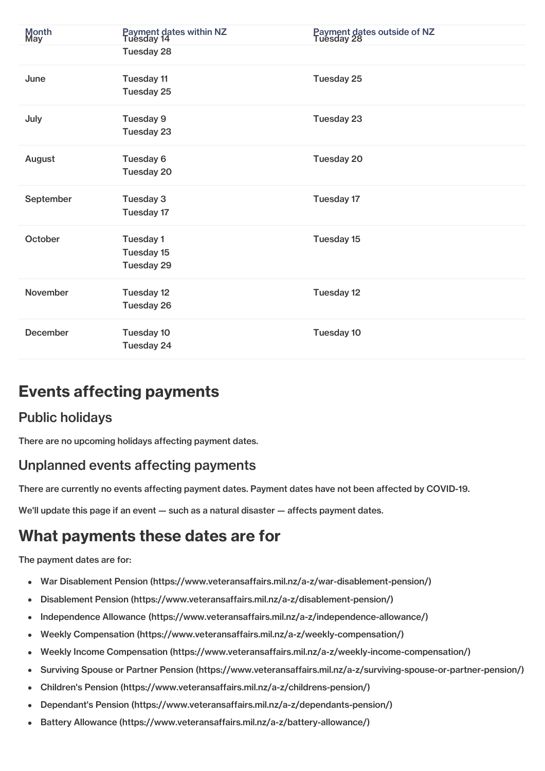| Month | Payment dates within NZ | Payment dates outside of NZ |
| --- | --- | --- |
| May | Tuesday 14<br>Tuesday 28 | Tuesday 28 |
| June | Tuesday 11<br>Tuesday 25 | Tuesday 25 |
| July | Tuesday 9<br>Tuesday 23 | Tuesday 23 |
| August | Tuesday 6<br>Tuesday 20 | Tuesday 20 |
| September | Tuesday 3<br>Tuesday 17 | Tuesday 17 |
| October | Tuesday 1<br>Tuesday 15<br>Tuesday 29 | Tuesday 15 |
| November | Tuesday 12<br>Tuesday 26 | Tuesday 12 |
| December | Tuesday 10<br>Tuesday 24 | Tuesday 10 |

# Events affecting payments

## Public holidays

There are no upcoming holidays affecting payment dates.

## Unplanned events affecting payments

There are currently no events affecting payment dates. Payment dates have not been affected by COVID-19.

We'll update this page if an event — such as a natural disaster — affects payment dates.

# What payments these dates are for

The payment dates are for:

- War Disablement Pension (https://www.veteransaffairs.mil.nz/a-z/war-disablement-pension/)
- Disablement Pension (https://www.veteransaffairs.mil.nz/a-z/disablement-pension/)
- Independence Allowance (https://www.veteransaffairs.mil.nz/a-z/independence-allowance/)
- Weekly Compensation (https://www.veteransaffairs.mil.nz/a-z/weekly-compensation/)
- Weekly Income Compensation (https://www.veteransaffairs.mil.nz/a-z/weekly-income-compensation/)
- Surviving Spouse or Partner Pension (https://www.veteransaffairs.mil.nz/a-z/surviving-spouse-or-partner-pension/)
- Children's Pension (https://www.veteransaffairs.mil.nz/a-z/childrens-pension/)
- Dependant's Pension (https://www.veteransaffairs.mil.nz/a-z/dependants-pension/)
- Battery Allowance (https://www.veteransaffairs.mil.nz/a-z/battery-allowance/)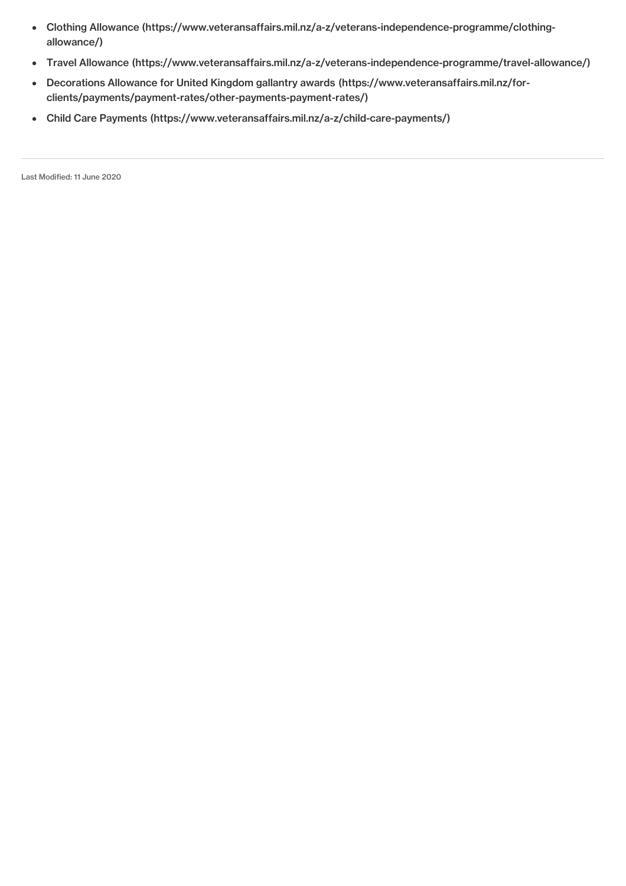- Clothing Allowance (https://www.veteransaffairs.mil.nz/a-z/veterans-independence-programme/clothing-allowance/)
- Travel Allowance (https://www.veteransaffairs.mil.nz/a-z/veterans-independence-programme/travel-allowance/)
- Decorations Allowance for United Kingdom gallantry awards (https://www.veteransaffairs.mil.nz/for-clients/payments/payment-rates/other-payments-payment-rates/)
- Child Care Payments (https://www.veteransaffairs.mil.nz/a-z/child-care-payments/)

---

Last Modified: 11 June 2020